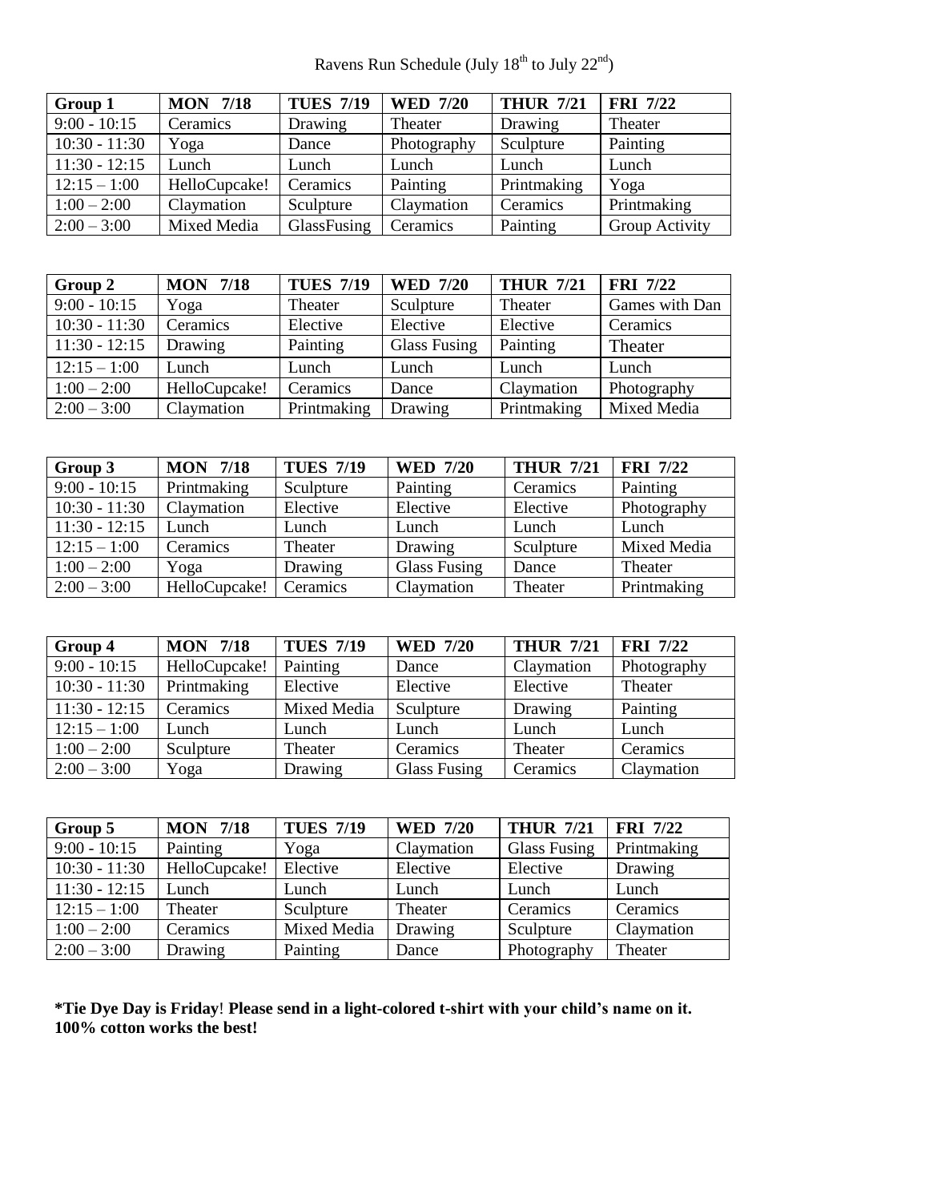# Ravens Run Schedule (July 18th to July 22nd)

| Group 1 | MON 7/18 | TUES 7/19 | WED 7/20 | THUR 7/21 | FRI 7/22 |
|---|---|---|---|---|---|
| 9:00 - 10:15 | Ceramics | Drawing | Theater | Drawing | Theater |
| 10:30 - 11:30 | Yoga | Dance | Photography | Sculpture | Painting |
| 11:30 - 12:15 | Lunch | Lunch | Lunch | Lunch | Lunch |
| 12:15 – 1:00 | HelloCupcake! | Ceramics | Painting | Printmaking | Yoga |
| 1:00 – 2:00 | Claymation | Sculpture | Claymation | Ceramics | Printmaking |
| 2:00 – 3:00 | Mixed Media | GlassFusing | Ceramics | Painting | Group Activity |

| Group 2 | MON 7/18 | TUES 7/19 | WED 7/20 | THUR 7/21 | FRI 7/22 |
|---|---|---|---|---|---|
| 9:00 - 10:15 | Yoga | Theater | Sculpture | Theater | Games with Dan |
| 10:30 - 11:30 | Ceramics | Elective | Elective | Elective | Ceramics |
| 11:30 - 12:15 | Drawing | Painting | Glass Fusing | Painting | Theater |
| 12:15 – 1:00 | Lunch | Lunch | Lunch | Lunch | Lunch |
| 1:00 – 2:00 | HelloCupcake! | Ceramics | Dance | Claymation | Photography |
| 2:00 – 3:00 | Claymation | Printmaking | Drawing | Printmaking | Mixed Media |

| Group 3 | MON 7/18 | TUES 7/19 | WED 7/20 | THUR 7/21 | FRI 7/22 |
|---|---|---|---|---|---|
| 9:00 - 10:15 | Printmaking | Sculpture | Painting | Ceramics | Painting |
| 10:30 - 11:30 | Claymation | Elective | Elective | Elective | Photography |
| 11:30 - 12:15 | Lunch | Lunch | Lunch | Lunch | Lunch |
| 12:15 – 1:00 | Ceramics | Theater | Drawing | Sculpture | Mixed Media |
| 1:00 – 2:00 | Yoga | Drawing | Glass Fusing | Dance | Theater |
| 2:00 – 3:00 | HelloCupcake! | Ceramics | Claymation | Theater | Printmaking |

| Group 4 | MON 7/18 | TUES 7/19 | WED 7/20 | THUR 7/21 | FRI 7/22 |
|---|---|---|---|---|---|
| 9:00 - 10:15 | HelloCupcake! | Painting | Dance | Claymation | Photography |
| 10:30 - 11:30 | Printmaking | Elective | Elective | Elective | Theater |
| 11:30 - 12:15 | Ceramics | Mixed Media | Sculpture | Drawing | Painting |
| 12:15 – 1:00 | Lunch | Lunch | Lunch | Lunch | Lunch |
| 1:00 – 2:00 | Sculpture | Theater | Ceramics | Theater | Ceramics |
| 2:00 – 3:00 | Yoga | Drawing | Glass Fusing | Ceramics | Claymation |

| Group 5 | MON 7/18 | TUES 7/19 | WED 7/20 | THUR 7/21 | FRI 7/22 |
|---|---|---|---|---|---|
| 9:00 - 10:15 | Painting | Yoga | Claymation | Glass Fusing | Printmaking |
| 10:30 - 11:30 | HelloCupcake! | Elective | Elective | Elective | Drawing |
| 11:30 - 12:15 | Lunch | Lunch | Lunch | Lunch | Lunch |
| 12:15 – 1:00 | Theater | Sculpture | Theater | Ceramics | Ceramics |
| 1:00 – 2:00 | Ceramics | Mixed Media | Drawing | Sculpture | Claymation |
| 2:00 – 3:00 | Drawing | Painting | Dance | Photography | Theater |

**\*Tie Dye Day is Friday! Please send in a light-colored t-shirt with your child's name on it. 100% cotton works the best!**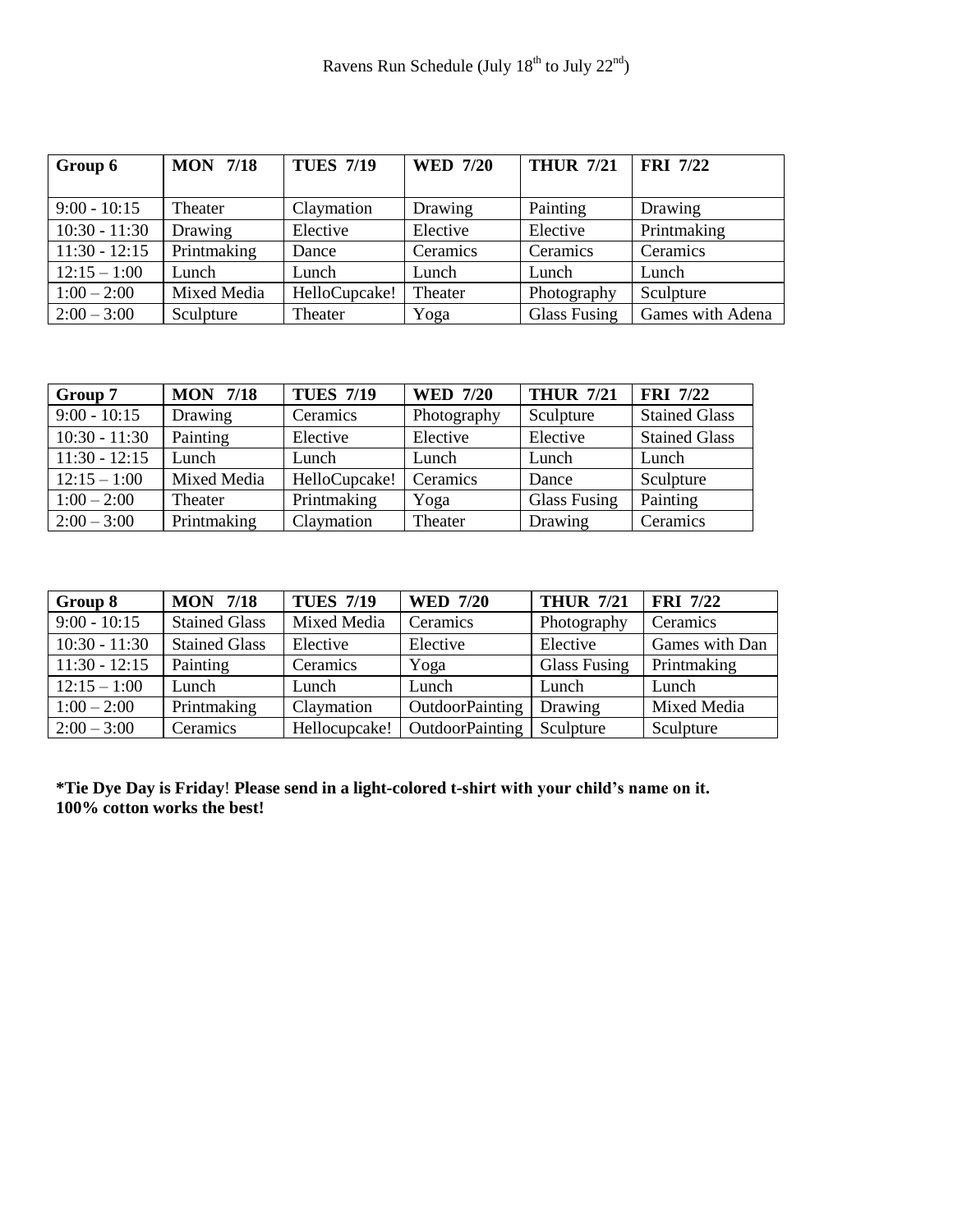Ravens Run Schedule (July 18th to July 22nd)

| Group 6 | MON 7/18 | TUES 7/19 | WED 7/20 | THUR 7/21 | FRI 7/22 |
|---|---|---|---|---|---|
| 9:00 - 10:15 | Theater | Claymation | Drawing | Painting | Drawing |
| 10:30 - 11:30 | Drawing | Elective | Elective | Elective | Printmaking |
| 11:30 - 12:15 | Printmaking | Dance | Ceramics | Ceramics | Ceramics |
| 12:15 – 1:00 | Lunch | Lunch | Lunch | Lunch | Lunch |
| 1:00 – 2:00 | Mixed Media | HelloCupcake! | Theater | Photography | Sculpture |
| 2:00 – 3:00 | Sculpture | Theater | Yoga | Glass Fusing | Games with Adena |

| Group 7 | MON 7/18 | TUES 7/19 | WED 7/20 | THUR 7/21 | FRI 7/22 |
|---|---|---|---|---|---|
| 9:00 - 10:15 | Drawing | Ceramics | Photography | Sculpture | Stained Glass |
| 10:30 - 11:30 | Painting | Elective | Elective | Elective | Stained Glass |
| 11:30 - 12:15 | Lunch | Lunch | Lunch | Lunch | Lunch |
| 12:15 – 1:00 | Mixed Media | HelloCupcake! | Ceramics | Dance | Sculpture |
| 1:00 – 2:00 | Theater | Printmaking | Yoga | Glass Fusing | Painting |
| 2:00 – 3:00 | Printmaking | Claymation | Theater | Drawing | Ceramics |

| Group 8 | MON 7/18 | TUES 7/19 | WED 7/20 | THUR 7/21 | FRI 7/22 |
|---|---|---|---|---|---|
| 9:00 - 10:15 | Stained Glass | Mixed Media | Ceramics | Photography | Ceramics |
| 10:30 - 11:30 | Stained Glass | Elective | Elective | Elective | Games with Dan |
| 11:30 - 12:15 | Painting | Ceramics | Yoga | Glass Fusing | Printmaking |
| 12:15 – 1:00 | Lunch | Lunch | Lunch | Lunch | Lunch |
| 1:00 – 2:00 | Printmaking | Claymation | OutdoorPainting | Drawing | Mixed Media |
| 2:00 – 3:00 | Ceramics | Hellocupcake! | OutdoorPainting | Sculpture | Sculpture |

**\*Tie Dye Day is Friday! Please send in a light-colored t-shirt with your child's name on it. 100% cotton works the best!**